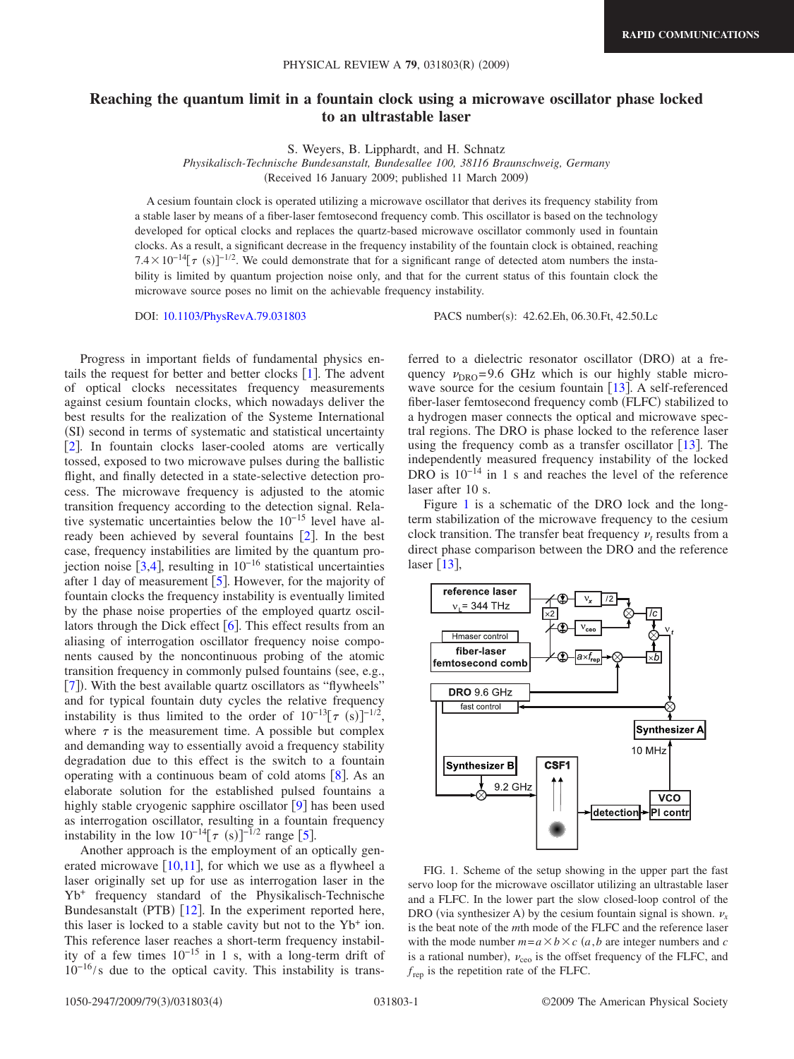# Reaching the quantum limit in a fountain clock using a microwave oscillator phase locked to an ultrastable laser

S. Weyers, B. Lipphardt, and H. Schnatz

*Physikalisch-Technische Bundesanstalt, Bundesallee 100, 38116 Braunschweig, Germany*

(Received 16 January 2009; published 11 March 2009)

A cesium fountain clock is operated utilizing a microwave oscillator that derives its frequency stability from a stable laser by means of a fiber-laser femtosecond frequency comb. This oscillator is based on the technology developed for optical clocks and replaces the quartz-based microwave oscillator commonly used in fountain clocks. As a result, a significant decrease in the frequency instability of the fountain clock is obtained, reaching $7.4 \times 10^{-14}[\tau\ (\mathrm{s})]^{-1/2}$. We could demonstrate that for a significant range of detected atom numbers the instability is limited by quantum projection noise only, and that for the current status of this fountain clock the microwave source poses no limit on the achievable frequency instability.

DOI: 10.1103/PhysRevA.79.031803 PACS number(s): 42.62.Eh, 06.30.Ft, 42.50.Lc

Progress in important fields of fundamental physics entails the request for better and better clocks [1]. The advent of optical clocks necessitates frequency measurements against cesium fountain clocks, which nowadays deliver the best results for the realization of the Systeme International (SI) second in terms of systematic and statistical uncertainty [2]. In fountain clocks laser-cooled atoms are vertically tossed, exposed to two microwave pulses during the ballistic flight, and finally detected in a state-selective detection process. The microwave frequency is adjusted to the atomic transition frequency according to the detection signal. Relative systematic uncertainties below the $10^{-15}$ level have already been achieved by several fountains [2]. In the best case, frequency instabilities are limited by the quantum projection noise [3,4], resulting in $10^{-16}$ statistical uncertainties after 1 day of measurement [5]. However, for the majority of fountain clocks the frequency instability is eventually limited by the phase noise properties of the employed quartz oscillators through the Dick effect [6]. This effect results from an aliasing of interrogation oscillator frequency noise components caused by the noncontinuous probing of the atomic transition frequency in commonly pulsed fountains (see, e.g., [7]). With the best available quartz oscillators as "flywheels" and for typical fountain duty cycles the relative frequency instability is thus limited to the order of $10^{-13}[\tau\ (\mathrm{s})]^{-1/2}$, where $\tau$ is the measurement time. A possible but complex and demanding way to essentially avoid a frequency stability degradation due to this effect is the switch to a fountain operating with a continuous beam of cold atoms [8]. As an elaborate solution for the established pulsed fountains a highly stable cryogenic sapphire oscillator [9] has been used as interrogation oscillator, resulting in a fountain frequency instability in the low $10^{-14}[\tau\ (\mathrm{s})]^{-1/2}$ range [5].

Another approach is the employment of an optically generated microwave [10,11], for which we use as a flywheel a laser originally set up for use as interrogation laser in the $\mathrm{Yb}^+$ frequency standard of the Physikalisch-Technische Bundesanstalt (PTB) [12]. In the experiment reported here, this laser is locked to a stable cavity but not to the $\mathrm{Yb}^+$ ion. This reference laser reaches a short-term frequency instability of a few times $10^{-15}$ in 1 s, with a long-term drift of $10^{-16}$/s due to the optical cavity. This instability is transferred to a dielectric resonator oscillator (DRO) at a frequency $\nu_{\mathrm{DRO}}$=9.6 GHz which is our highly stable microwave source for the cesium fountain [13]. A self-referenced fiber-laser femtosecond frequency comb (FLFC) stabilized to a hydrogen maser connects the optical and microwave spectral regions. The DRO is phase locked to the reference laser using the frequency comb as a transfer oscillator [13]. The independently measured frequency instability of the locked DRO is $10^{-14}$ in 1 s and reaches the level of the reference laser after 10 s.

Figure 1 is a schematic of the DRO lock and the long-term stabilization of the microwave frequency to the cesium clock transition. The transfer beat frequency $\nu_t$ results from a direct phase comparison between the DRO and the reference laser [13],

FIG. 1. Scheme of the setup showing in the upper part the fast servo loop for the microwave oscillator utilizing an ultrastable laser and a FLFC. In the lower part the slow closed-loop control of the DRO (via synthesizer A) by the cesium fountain signal is shown. $\nu_x$ is the beat note of the $m$th mode of the FLFC and the reference laser with the mode number $m = a \times b \times c$ ($a, b$ are integer numbers and $c$ is a rational number), $\nu_{\mathrm{ceo}}$ is the offset frequency of the FLFC, and $f_{\mathrm{rep}}$ is the repetition rate of the FLFC.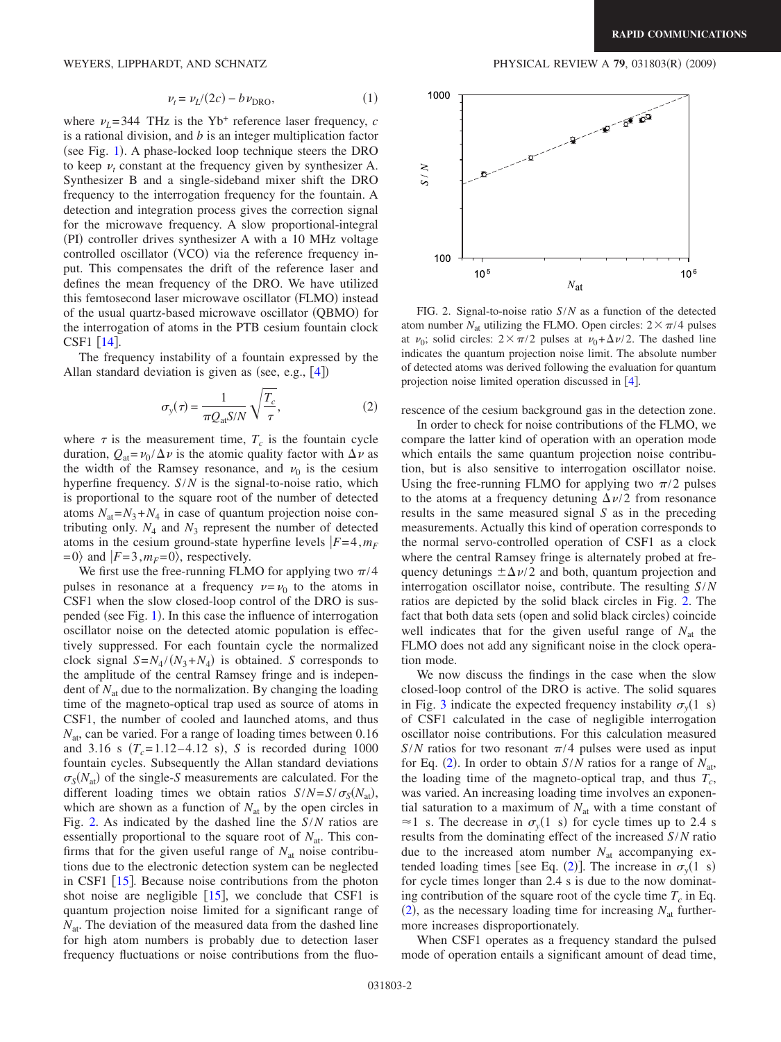$$\nu_t = \nu_L/(2c) - b\nu_{\mathrm{DRO}}, \tag{1}$$

where $\nu_L = 344$ THz is the $\mathrm{Yb}^+$ reference laser frequency, $c$ is a rational division, and $b$ is an integer multiplication factor (see Fig. 1). A phase-locked loop technique steers the DRO to keep $\nu_t$ constant at the frequency given by synthesizer A. Synthesizer B and a single-sideband mixer shift the DRO frequency to the interrogation frequency for the fountain. A detection and integration process gives the correction signal for the microwave frequency. A slow proportional-integral (PI) controller drives synthesizer A with a 10 MHz voltage controlled oscillator (VCO) via the reference frequency input. This compensates the drift of the reference laser and defines the mean frequency of the DRO. We have utilized this femtosecond laser microwave oscillator (FLMO) instead of the usual quartz-based microwave oscillator (QBMO) for the interrogation of atoms in the PTB cesium fountain clock CSF1 [14].

The frequency instability of a fountain expressed by the Allan standard deviation is given as (see, e.g., [4])

$$\sigma_y(\tau) = \frac{1}{\pi Q_{\mathrm{at}} S/N}\sqrt{\frac{T_c}{\tau}}, \tag{2}$$

where $\tau$ is the measurement time, $T_c$ is the fountain cycle duration, $Q_{\mathrm{at}} = \nu_0/\Delta\nu$ is the atomic quality factor with $\Delta\nu$ as the width of the Ramsey resonance, and $\nu_0$ is the cesium hyperfine frequency. $S/N$ is the signal-to-noise ratio, which is proportional to the square root of the number of detected atoms $N_{\mathrm{at}} = N_3 + N_4$ in case of quantum projection noise contributing only. $N_4$ and $N_3$ represent the number of detected atoms in the cesium ground-state hyperfine levels $|F=4, m_F=0\rangle$ and $|F=3, m_F=0\rangle$, respectively.

We first use the free-running FLMO for applying two $\pi/4$ pulses in resonance at a frequency $\nu = \nu_0$ to the atoms in CSF1 when the slow closed-loop control of the DRO is suspended (see Fig. 1). In this case the influence of interrogation oscillator noise on the detected atomic population is effectively suppressed. For each fountain cycle the normalized clock signal $S = N_4/(N_3 + N_4)$ is obtained. $S$ corresponds to the amplitude of the central Ramsey fringe and is independent of $N_{\mathrm{at}}$ due to the normalization. By changing the loading time of the magneto-optical trap used as source of atoms in CSF1, the number of cooled and launched atoms, and thus $N_{\mathrm{at}}$, can be varied. For a range of loading times between 0.16 and 3.16 s ($T_c = 1.12$–$4.12$ s), $S$ is recorded during 1000 fountain cycles. Subsequently the Allan standard deviations $\sigma_S(N_{\mathrm{at}})$ of the single-$S$ measurements are calculated. For the different loading times we obtain ratios $S/N = S/\sigma_S(N_{\mathrm{at}})$, which are shown as a function of $N_{\mathrm{at}}$ by the open circles in Fig. 2. As indicated by the dashed line the $S/N$ ratios are essentially proportional to the square root of $N_{\mathrm{at}}$. This confirms that for the given useful range of $N_{\mathrm{at}}$ noise contributions due to the electronic detection system can be neglected in CSF1 [15]. Because noise contributions from the photon shot noise are negligible [15], we conclude that CSF1 is quantum projection noise limited for a significant range of $N_{\mathrm{at}}$. The deviation of the measured data from the dashed line for high atom numbers is probably due to detection laser frequency fluctuations or noise contributions from the fluorescence of the cesium background gas in the detection zone.

FIG. 2. Signal-to-noise ratio $S/N$ as a function of the detected atom number $N_{\mathrm{at}}$ utilizing the FLMO. Open circles: $2\times\pi/4$ pulses at $\nu_0$; solid circles: $2\times\pi/2$ pulses at $\nu_0 + \Delta\nu/2$. The dashed line indicates the quantum projection noise limit. The absolute number of detected atoms was derived following the evaluation for quantum projection noise limited operation discussed in [4].

In order to check for noise contributions of the FLMO, we compare the latter kind of operation with an operation mode which entails the same quantum projection noise contribution, but is also sensitive to interrogation oscillator noise. Using the free-running FLMO for applying two $\pi/2$ pulses to the atoms at a frequency detuning $\Delta\nu/2$ from resonance results in the same measured signal $S$ as in the preceding measurements. Actually this kind of operation corresponds to the normal servo-controlled operation of CSF1 as a clock where the central Ramsey fringe is alternately probed at frequency detunings $\pm\Delta\nu/2$ and both, quantum projection and interrogation oscillator noise, contribute. The resulting $S/N$ ratios are depicted by the solid black circles in Fig. 2. The fact that both data sets (open and solid black circles) coincide well indicates that for the given useful range of $N_{\mathrm{at}}$ the FLMO does not add any significant noise in the clock operation mode.

We now discuss the findings in the case when the slow closed-loop control of the DRO is active. The solid squares in Fig. 3 indicate the expected frequency instability $\sigma_y(1\ \mathrm{s})$ of CSF1 calculated in the case of negligible interrogation oscillator noise contributions. For this calculation measured $S/N$ ratios for two resonant $\pi/4$ pulses were used as input for Eq. (2). In order to obtain $S/N$ ratios for a range of $N_{\mathrm{at}}$, the loading time of the magneto-optical trap, and thus $T_c$, was varied. An increasing loading time involves an exponential saturation to a maximum of $N_{\mathrm{at}}$ with a time constant of $\approx 1$ s. The decrease in $\sigma_y(1\ \mathrm{s})$ for cycle times up to 2.4 s results from the dominating effect of the increased $S/N$ ratio due to the increased atom number $N_{\mathrm{at}}$ accompanying extended loading times [see Eq. (2)]. The increase in $\sigma_y(1\ \mathrm{s})$ for cycle times longer than 2.4 s is due to the now dominating contribution of the square root of the cycle time $T_c$ in Eq. (2), as the necessary loading time for increasing $N_{\mathrm{at}}$ furthermore increases disproportionately.

When CSF1 operates as a frequency standard the pulsed mode of operation entails a significant amount of dead time,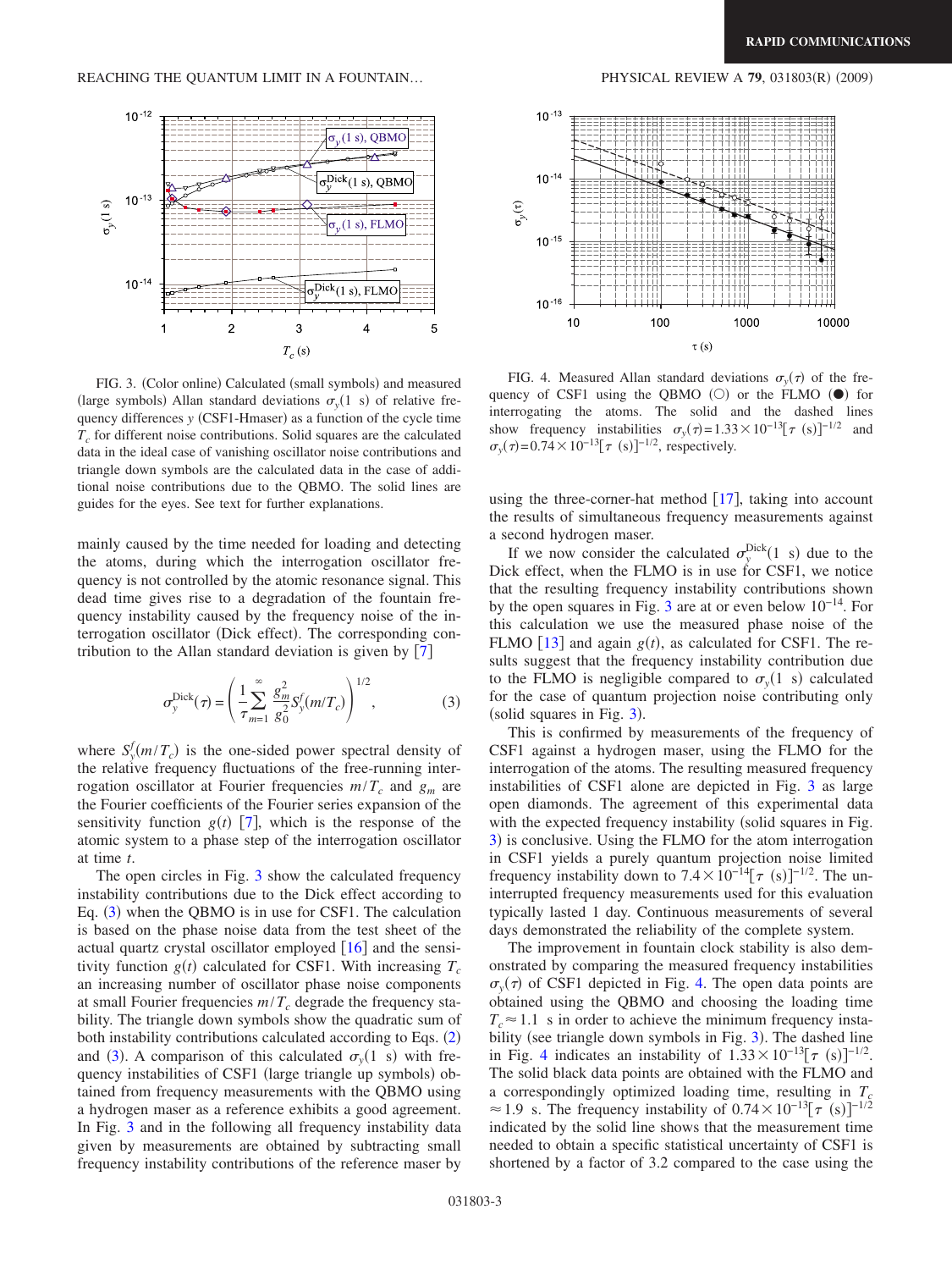FIG. 3. (Color online) Calculated (small symbols) and measured (large symbols) Allan standard deviations $\sigma_y(1\ \text{s})$ of relative frequency differences $y$ (CSF1-Hmaser) as a function of the cycle time $T_c$ for different noise contributions. Solid squares are the calculated data in the ideal case of vanishing oscillator noise contributions and triangle down symbols are the calculated data in the case of additional noise contributions due to the QBMO. The solid lines are guides for the eyes. See text for further explanations.

FIG. 4. Measured Allan standard deviations $\sigma_y(\tau)$ of the frequency of CSF1 using the QBMO (○) or the FLMO (●) for interrogating the atoms. The solid and the dashed lines show frequency instabilities $\sigma_y(\tau)=1.33\times10^{-13}[\tau\ (\text{s})]^{-1/2}$ and $\sigma_y(\tau)=0.74\times10^{-13}[\tau\ (\text{s})]^{-1/2}$, respectively.

mainly caused by the time needed for loading and detecting the atoms, during which the interrogation oscillator frequency is not controlled by the atomic resonance signal. This dead time gives rise to a degradation of the fountain frequency instability caused by the frequency noise of the interrogation oscillator (Dick effect). The corresponding contribution to the Allan standard deviation is given by [7]

$$\sigma_y^{\text{Dick}}(\tau)=\left(\frac{1}{\tau}\sum_{m=1}^{\infty}\frac{g_m^2}{g_0^2}S_y^f(m/T_c)\right)^{1/2}, \qquad (3)$$

where $S_y^f(m/T_c)$ is the one-sided power spectral density of the relative frequency fluctuations of the free-running interrogation oscillator at Fourier frequencies $m/T_c$ and $g_m$ are the Fourier coefficients of the Fourier series expansion of the sensitivity function $g(t)$ [7], which is the response of the atomic system to a phase step of the interrogation oscillator at time $t$.

The open circles in Fig. 3 show the calculated frequency instability contributions due to the Dick effect according to Eq. (3) when the QBMO is in use for CSF1. The calculation is based on the phase noise data from the test sheet of the actual quartz crystal oscillator employed [16] and the sensitivity function $g(t)$ calculated for CSF1. With increasing $T_c$ an increasing number of oscillator phase noise components at small Fourier frequencies $m/T_c$ degrade the frequency stability. The triangle down symbols show the quadratic sum of both instability contributions calculated according to Eqs. (2) and (3). A comparison of this calculated $\sigma_y(1\ \text{s})$ with frequency instabilities of CSF1 (large triangle up symbols) obtained from frequency measurements with the QBMO using a hydrogen maser as a reference exhibits a good agreement. In Fig. 3 and in the following all frequency instability data given by measurements are obtained by subtracting small frequency instability contributions of the reference maser by using the three-corner-hat method [17], taking into account the results of simultaneous frequency measurements against a second hydrogen maser.

If we now consider the calculated $\sigma_y^{\text{Dick}}(1\ \text{s})$ due to the Dick effect, when the FLMO is in use for CSF1, we notice that the resulting frequency instability contributions shown by the open squares in Fig. 3 are at or even below $10^{-14}$. For this calculation we use the measured phase noise of the FLMO [13] and again $g(t)$, as calculated for CSF1. The results suggest that the frequency instability contribution due to the FLMO is negligible compared to $\sigma_y(1\ \text{s})$ calculated for the case of quantum projection noise contributing only (solid squares in Fig. 3).

This is confirmed by measurements of the frequency of CSF1 against a hydrogen maser, using the FLMO for the interrogation of the atoms. The resulting measured frequency instabilities of CSF1 alone are depicted in Fig. 3 as large open diamonds. The agreement of this experimental data with the expected frequency instability (solid squares in Fig. 3) is conclusive. Using the FLMO for the atom interrogation in CSF1 yields a purely quantum projection noise limited frequency instability down to $7.4\times10^{-14}[\tau\ (\text{s})]^{-1/2}$. The uninterrupted frequency measurements used for this evaluation typically lasted 1 day. Continuous measurements of several days demonstrated the reliability of the complete system.

The improvement in fountain clock stability is also demonstrated by comparing the measured frequency instabilities $\sigma_y(\tau)$ of CSF1 depicted in Fig. 4. The open data points are obtained using the QBMO and choosing the loading time $T_c\approx1.1$ s in order to achieve the minimum frequency instability (see triangle down symbols in Fig. 3). The dashed line in Fig. 4 indicates an instability of $1.33\times10^{-13}[\tau\ (\text{s})]^{-1/2}$. The solid black data points are obtained with the FLMO and a correspondingly optimized loading time, resulting in $T_c\approx1.9$ s. The frequency instability of $0.74\times10^{-13}[\tau\ (\text{s})]^{-1/2}$ indicated by the solid line shows that the measurement time needed to obtain a specific statistical uncertainty of CSF1 is shortened by a factor of 3.2 compared to the case using the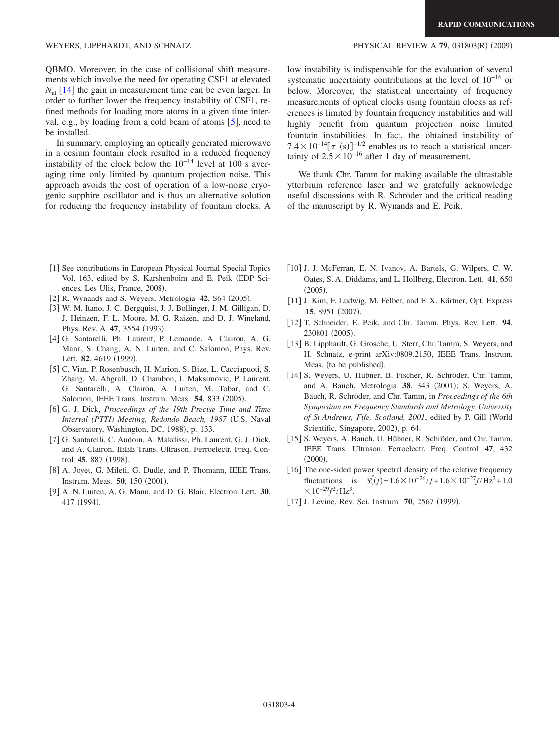QBMO. Moreover, in the case of collisional shift measurements which involve the need for operating CSF1 at elevated $N_{at}$ [14] the gain in measurement time can be even larger. In order to further lower the frequency instability of CSF1, refined methods for loading more atoms in a given time interval, e.g., by loading from a cold beam of atoms [5], need to be installed.

In summary, employing an optically generated microwave in a cesium fountain clock resulted in a reduced frequency instability of the clock below the $10^{-14}$ level at 100 s averaging time only limited by quantum projection noise. This approach avoids the cost of operation of a low-noise cryogenic sapphire oscillator and is thus an alternative solution for reducing the frequency instability of fountain clocks. A low instability is indispensable for the evaluation of several systematic uncertainty contributions at the level of $10^{-16}$ or below. Moreover, the statistical uncertainty of frequency measurements of optical clocks using fountain clocks as references is limited by fountain frequency instabilities and will highly benefit from quantum projection noise limited fountain instabilities. In fact, the obtained instability of $7.4\times 10^{-14}[\tau\ (\mathrm{s})]^{-1/2}$ enables us to reach a statistical uncertainty of $2.5\times 10^{-16}$ after 1 day of measurement.

We thank Chr. Tamm for making available the ultrastable ytterbium reference laser and we gratefully acknowledge useful discussions with R. Schröder and the critical reading of the manuscript by R. Wynands and E. Peik.

---

[1] See contributions in European Physical Journal Special Topics Vol. 163, edited by S. Karshenboim and E. Peik (EDP Sciences, Les Ulis, France, 2008).

[2] R. Wynands and S. Weyers, Metrologia **42**, S64 (2005).

[3] W. M. Itano, J. C. Bergquist, J. J. Bollinger, J. M. Gilligan, D. J. Heinzen, F. L. Moore, M. G. Raizen, and D. J. Wineland, Phys. Rev. A **47**, 3554 (1993).

[4] G. Santarelli, Ph. Laurent, P. Lemonde, A. Clairon, A. G. Mann, S. Chang, A. N. Luiten, and C. Salomon, Phys. Rev. Lett. **82**, 4619 (1999).

[5] C. Vian, P. Rosenbusch, H. Marion, S. Bize, L. Cacciapuoti, S. Zhang, M. Abgrall, D. Chambon, I. Maksimovic, P. Laurent, G. Santarelli, A. Clairon, A. Luiten, M. Tobar, and C. Salomon, IEEE Trans. Instrum. Meas. **54**, 833 (2005).

[6] G. J. Dick, *Proceedings of the 19th Precise Time and Time Interval (PTTI) Meeting, Redondo Beach, 1987* (U.S. Naval Observatory, Washington, DC, 1988), p. 133.

[7] G. Santarelli, C. Audoin, A. Makdissi, Ph. Laurent, G. J. Dick, and A. Clairon, IEEE Trans. Ultrason. Ferroelectr. Freq. Control **45**, 887 (1998).

[8] A. Joyet, G. Mileti, G. Dudle, and P. Thomann, IEEE Trans. Instrum. Meas. **50**, 150 (2001).

[9] A. N. Luiten, A. G. Mann, and D. G. Blair, Electron. Lett. **30**, 417 (1994).

[10] J. J. McFerran, E. N. Ivanov, A. Bartels, G. Wilpers, C. W. Oates, S. A. Diddams, and L. Hollberg, Electron. Lett. **41**, 650 (2005).

[11] J. Kim, F. Ludwig, M. Felber, and F. X. Kärtner, Opt. Express **15**, 8951 (2007).

[12] T. Schneider, E. Peik, and Chr. Tamm, Phys. Rev. Lett. **94**, 230801 (2005).

[13] B. Lipphardt, G. Grosche, U. Sterr, Chr. Tamm, S. Weyers, and H. Schnatz, e-print arXiv:0809.2150, IEEE Trans. Instrum. Meas. (to be published).

[14] S. Weyers, U. Hübner, B. Fischer, R. Schröder, Chr. Tamm, and A. Bauch, Metrologia **38**, 343 (2001); S. Weyers, A. Bauch, R. Schröder, and Chr. Tamm, in *Proceedings of the 6th Symposium on Frequency Standards and Metrology, University of St Andrews, Fife, Scotland, 2001*, edited by P. Gill (World Scientific, Singapore, 2002), p. 64.

[15] S. Weyers, A. Bauch, U. Hübner, R. Schröder, and Chr. Tamm, IEEE Trans. Ultrason. Ferroelectr. Freq. Control **47**, 432 (2000).

[16] The one-sided power spectral density of the relative frequency fluctuations is $S_y^f(f)=1.6\times 10^{-26}/f+1.6\times 10^{-27}f/\mathrm{Hz}^2+1.0\times 10^{-29}f^2/\mathrm{Hz}^3$.

[17] J. Levine, Rev. Sci. Instrum. **70**, 2567 (1999).